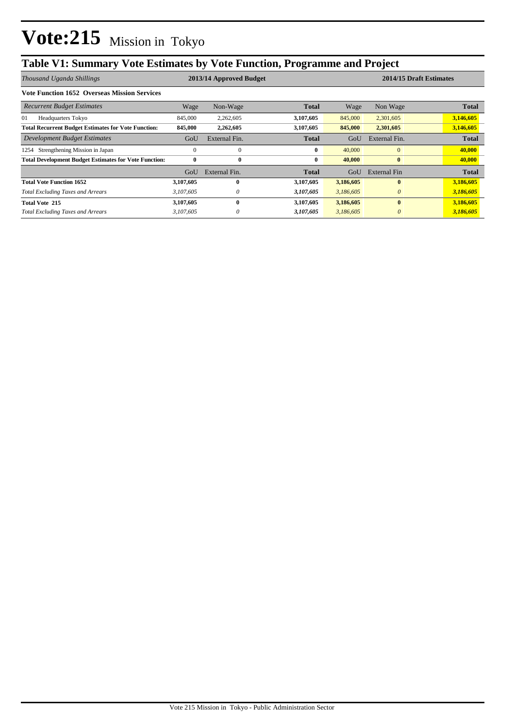# Vote:215 Mission in Tokyo

## Table V1: Summary Vote Estimates by Vote Function, Programme and Project

| *Thousand Uganda Shillings* | 2013/14 Approved Budget | | | 2014/15 Draft Estimates | | |
|---|---|---|---|---|---|---|
| **Vote Function 1652 Overseas Mission Services** | | | | | | |
| *Recurrent Budget Estimates* | Wage | Non-Wage | **Total** | Wage | Non Wage | **Total** |
| 01 Headquarters Tokyo | 845,000 | 2,262,605 | **3,107,605** | 845,000 | 2,301,605 | **3,146,605** |
| **Total Recurrent Budget Estimates for Vote Function:** | **845,000** | **2,262,605** | **3,107,605** | **845,000** | **2,301,605** | **3,146,605** |
| *Development Budget Estimates* | GoU | External Fin. | **Total** | GoU | External Fin. | **Total** |
| 1254 Strengthening Mission in Japan | 0 | 0 | **0** | 40,000 | 0 | **40,000** |
| **Total Development Budget Estimates for Vote Function:** | **0** | **0** | **0** | **40,000** | **0** | **40,000** |
| | GoU | External Fin. | **Total** | GoU | External Fin | **Total** |
| **Total Vote Function 1652** | **3,107,605** | **0** | **3,107,605** | **3,186,605** | **0** | **3,186,605** |
| *Total Excluding Taxes and Arrears* | *3,107,605* | *0* | ***3,107,605*** | *3,186,605* | *0* | ***3,186,605*** |
| **Total Vote 215** | **3,107,605** | **0** | **3,107,605** | **3,186,605** | **0** | **3,186,605** |
| *Total Excluding Taxes and Arrears* | *3,107,605* | *0* | ***3,107,605*** | *3,186,605* | *0* | ***3,186,605*** |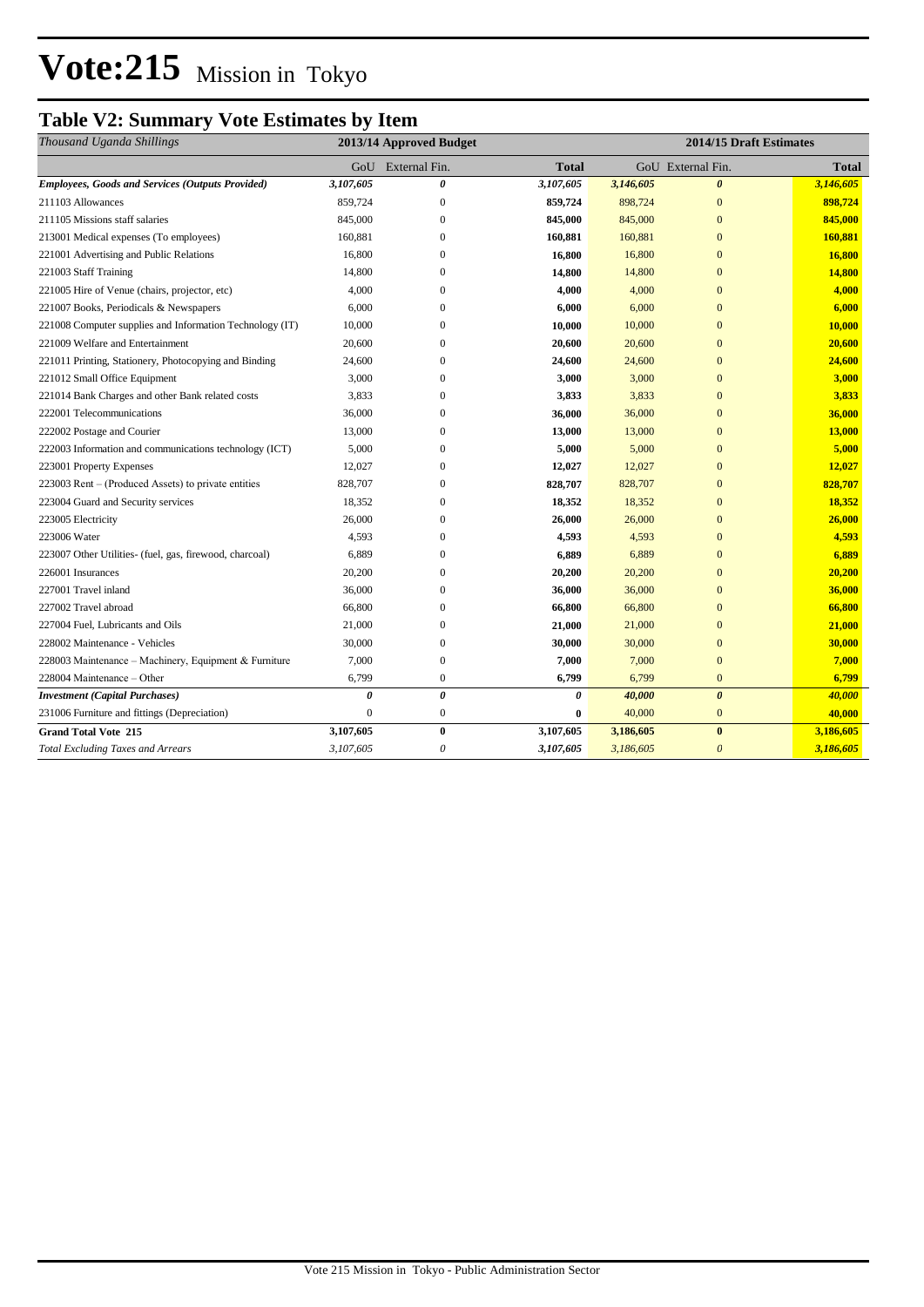# Vote:215 Mission in Tokyo

## Table V2: Summary Vote Estimates by Item

| *Thousand Uganda Shillings* | 2013/14 Approved Budget | | | 2014/15 Draft Estimates | | |
|---|---|---|---|---|---|---|
| | GoU | External Fin. | **Total** | GoU | External Fin. | **Total** |
| ***Employees, Goods and Services (Outputs Provided)*** | ***3,107,605*** | ***0*** | ***3,107,605*** | ***3,146,605*** | ***0*** | ***3,146,605*** |
| 211103 Allowances | 859,724 | 0 | **859,724** | 898,724 | 0 | **898,724** |
| 211105 Missions staff salaries | 845,000 | 0 | **845,000** | 845,000 | 0 | **845,000** |
| 213001 Medical expenses (To employees) | 160,881 | 0 | **160,881** | 160,881 | 0 | **160,881** |
| 221001 Advertising and Public Relations | 16,800 | 0 | **16,800** | 16,800 | 0 | **16,800** |
| 221003 Staff Training | 14,800 | 0 | **14,800** | 14,800 | 0 | **14,800** |
| 221005 Hire of Venue (chairs, projector, etc) | 4,000 | 0 | **4,000** | 4,000 | 0 | **4,000** |
| 221007 Books, Periodicals & Newspapers | 6,000 | 0 | **6,000** | 6,000 | 0 | **6,000** |
| 221008 Computer supplies and Information Technology (IT) | 10,000 | 0 | **10,000** | 10,000 | 0 | **10,000** |
| 221009 Welfare and Entertainment | 20,600 | 0 | **20,600** | 20,600 | 0 | **20,600** |
| 221011 Printing, Stationery, Photocopying and Binding | 24,600 | 0 | **24,600** | 24,600 | 0 | **24,600** |
| 221012 Small Office Equipment | 3,000 | 0 | **3,000** | 3,000 | 0 | **3,000** |
| 221014 Bank Charges and other Bank related costs | 3,833 | 0 | **3,833** | 3,833 | 0 | **3,833** |
| 222001 Telecommunications | 36,000 | 0 | **36,000** | 36,000 | 0 | **36,000** |
| 222002 Postage and Courier | 13,000 | 0 | **13,000** | 13,000 | 0 | **13,000** |
| 222003 Information and communications technology (ICT) | 5,000 | 0 | **5,000** | 5,000 | 0 | **5,000** |
| 223001 Property Expenses | 12,027 | 0 | **12,027** | 12,027 | 0 | **12,027** |
| 223003 Rent – (Produced Assets) to private entities | 828,707 | 0 | **828,707** | 828,707 | 0 | **828,707** |
| 223004 Guard and Security services | 18,352 | 0 | **18,352** | 18,352 | 0 | **18,352** |
| 223005 Electricity | 26,000 | 0 | **26,000** | 26,000 | 0 | **26,000** |
| 223006 Water | 4,593 | 0 | **4,593** | 4,593 | 0 | **4,593** |
| 223007 Other Utilities- (fuel, gas, firewood, charcoal) | 6,889 | 0 | **6,889** | 6,889 | 0 | **6,889** |
| 226001 Insurances | 20,200 | 0 | **20,200** | 20,200 | 0 | **20,200** |
| 227001 Travel inland | 36,000 | 0 | **36,000** | 36,000 | 0 | **36,000** |
| 227002 Travel abroad | 66,800 | 0 | **66,800** | 66,800 | 0 | **66,800** |
| 227004 Fuel, Lubricants and Oils | 21,000 | 0 | **21,000** | 21,000 | 0 | **21,000** |
| 228002 Maintenance - Vehicles | 30,000 | 0 | **30,000** | 30,000 | 0 | **30,000** |
| 228003 Maintenance – Machinery, Equipment & Furniture | 7,000 | 0 | **7,000** | 7,000 | 0 | **7,000** |
| 228004 Maintenance – Other | 6,799 | 0 | **6,799** | 6,799 | 0 | **6,799** |
| ***Investment (Capital Purchases)*** | ***0*** | ***0*** | ***0*** | ***40,000*** | ***0*** | ***40,000*** |
| 231006 Furniture and fittings (Depreciation) | 0 | 0 | **0** | 40,000 | 0 | **40,000** |
| **Grand Total Vote 215** | **3,107,605** | **0** | **3,107,605** | **3,186,605** | **0** | **3,186,605** |
| *Total Excluding Taxes and Arrears* | *3,107,605* | *0* | *3,107,605* | *3,186,605* | *0* | ***3,186,605*** |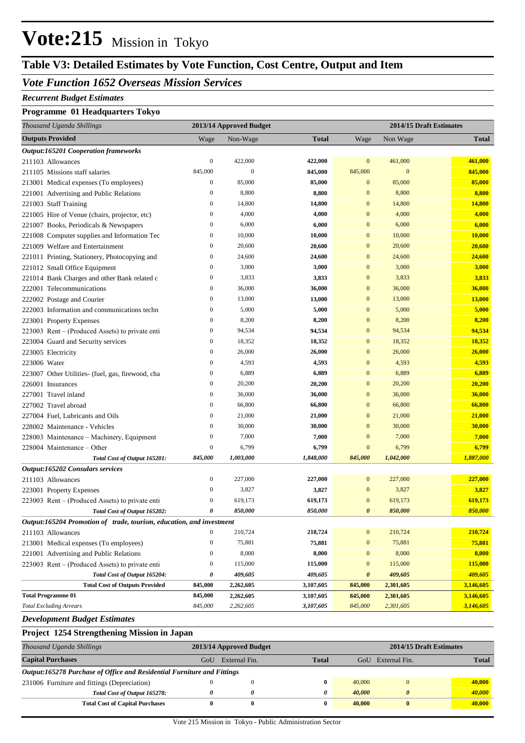# Vote:215 Mission in Tokyo

## Table V3: Detailed Estimates by Vote Function, Cost Centre, Output and Item

### *Vote Function 1652 Overseas Mission Services*

#### *Recurrent Budget Estimates*

#### Programme 01 Headquarters Tokyo

| *Thousand Uganda Shillings* | 2013/14 Approved Budget | | | 2014/15 Draft Estimates | | |
|---|---|---|---|---|---|---|
| **Outputs Provided** | Wage | Non-Wage | **Total** | Wage | Non Wage | **Total** |
| ***Output:165201 Cooperation frameworks*** | | | | | | |
| 211103 Allowances | 0 | 422,000 | **422,000** | 0 | 461,000 | **461,000** |
| 211105 Missions staff salaries | 845,000 | 0 | **845,000** | 845,000 | 0 | **845,000** |
| 213001 Medical expenses (To employees) | 0 | 85,000 | **85,000** | 0 | 85,000 | **85,000** |
| 221001 Advertising and Public Relations | 0 | 8,800 | **8,800** | 0 | 8,800 | **8,800** |
| 221003 Staff Training | 0 | 14,800 | **14,800** | 0 | 14,800 | **14,800** |
| 221005 Hire of Venue (chairs, projector, etc) | 0 | 4,000 | **4,000** | 0 | 4,000 | **4,000** |
| 221007 Books, Periodicals & Newspapers | 0 | 6,000 | **6,000** | 0 | 6,000 | **6,000** |
| 221008 Computer supplies and Information Tec | 0 | 10,000 | **10,000** | 0 | 10,000 | **10,000** |
| 221009 Welfare and Entertainment | 0 | 20,600 | **20,600** | 0 | 20,600 | **20,600** |
| 221011 Printing, Stationery, Photocopying and | 0 | 24,600 | **24,600** | 0 | 24,600 | **24,600** |
| 221012 Small Office Equipment | 0 | 3,000 | **3,000** | 0 | 3,000 | **3,000** |
| 221014 Bank Charges and other Bank related c | 0 | 3,833 | **3,833** | 0 | 3,833 | **3,833** |
| 222001 Telecommunications | 0 | 36,000 | **36,000** | 0 | 36,000 | **36,000** |
| 222002 Postage and Courier | 0 | 13,000 | **13,000** | 0 | 13,000 | **13,000** |
| 222003 Information and communications techn | 0 | 5,000 | **5,000** | 0 | 5,000 | **5,000** |
| 223001 Property Expenses | 0 | 8,200 | **8,200** | 0 | 8,200 | **8,200** |
| 223003 Rent – (Produced Assets) to private enti | 0 | 94,534 | **94,534** | 0 | 94,534 | **94,534** |
| 223004 Guard and Security services | 0 | 18,352 | **18,352** | 0 | 18,352 | **18,352** |
| 223005 Electricity | 0 | 26,000 | **26,000** | 0 | 26,000 | **26,000** |
| 223006 Water | 0 | 4,593 | **4,593** | 0 | 4,593 | **4,593** |
| 223007 Other Utilities- (fuel, gas, firewood, cha | 0 | 6,889 | **6,889** | 0 | 6,889 | **6,889** |
| 226001 Insurances | 0 | 20,200 | **20,200** | 0 | 20,200 | **20,200** |
| 227001 Travel inland | 0 | 36,000 | **36,000** | 0 | 36,000 | **36,000** |
| 227002 Travel abroad | 0 | 66,800 | **66,800** | 0 | 66,800 | **66,800** |
| 227004 Fuel, Lubricants and Oils | 0 | 21,000 | **21,000** | 0 | 21,000 | **21,000** |
| 228002 Maintenance - Vehicles | 0 | 30,000 | **30,000** | 0 | 30,000 | **30,000** |
| 228003 Maintenance – Machinery, Equipment | 0 | 7,000 | **7,000** | 0 | 7,000 | **7,000** |
| 228004 Maintenance – Other | 0 | 6,799 | **6,799** | 0 | 6,799 | **6,799** |
| ***Total Cost of Output 165201:*** | ***845,000*** | ***1,003,000*** | ***1,848,000*** | ***845,000*** | ***1,042,000*** | ***1,887,000*** |
| ***Output:165202 Consulars services*** | | | | | | |
| 211103 Allowances | 0 | 227,000 | **227,000** | 0 | 227,000 | **227,000** |
| 223001 Property Expenses | 0 | 3,827 | **3,827** | 0 | 3,827 | **3,827** |
| 223003 Rent – (Produced Assets) to private enti | 0 | 619,173 | **619,173** | 0 | 619,173 | **619,173** |
| ***Total Cost of Output 165202:*** | ***0*** | ***850,000*** | ***850,000*** | ***0*** | ***850,000*** | ***850,000*** |
| ***Output:165204 Promotion of trade, tourism, education, and investment*** | | | | | | |
| 211103 Allowances | 0 | 210,724 | **210,724** | 0 | 210,724 | **210,724** |
| 213001 Medical expenses (To employees) | 0 | 75,881 | **75,881** | 0 | 75,881 | **75,881** |
| 221001 Advertising and Public Relations | 0 | 8,000 | **8,000** | 0 | 8,000 | **8,000** |
| 223003 Rent – (Produced Assets) to private enti | 0 | 115,000 | **115,000** | 0 | 115,000 | **115,000** |
| ***Total Cost of Output 165204:*** | ***0*** | ***409,605*** | ***409,605*** | ***0*** | ***409,605*** | ***409,605*** |
| **Total Cost of Outputs Provided** | **845,000** | **2,262,605** | **3,107,605** | **845,000** | **2,301,605** | **3,146,605** |
| **Total Programme 01** | **845,000** | **2,262,605** | **3,107,605** | **845,000** | **2,301,605** | **3,146,605** |
| *Total Excluding Arrears* | *845,000* | *2,262,605* | *3,107,605* | *845,000* | *2,301,605* | *3,146,605* |

#### *Development Budget Estimates*

#### Project 1254 Strengthening Mission in Japan

| *Thousand Uganda Shillings* | 2013/14 Approved Budget | | | 2014/15 Draft Estimates | | |
|---|---|---|---|---|---|---|
| **Capital Purchases** | GoU | External Fin. | **Total** | GoU | External Fin. | **Total** |
| ***Output:165278 Purchase of Office and Residential Furniture and Fittings*** | | | | | | |
| 231006 Furniture and fittings (Depreciation) | 0 | 0 | **0** | 40,000 | 0 | **40,000** |
| ***Total Cost of Output 165278:*** | ***0*** | ***0*** | ***0*** | ***40,000*** | ***0*** | ***40,000*** |
| **Total Cost of Capital Purchases** | **0** | **0** | **0** | **40,000** | **0** | **40,000** |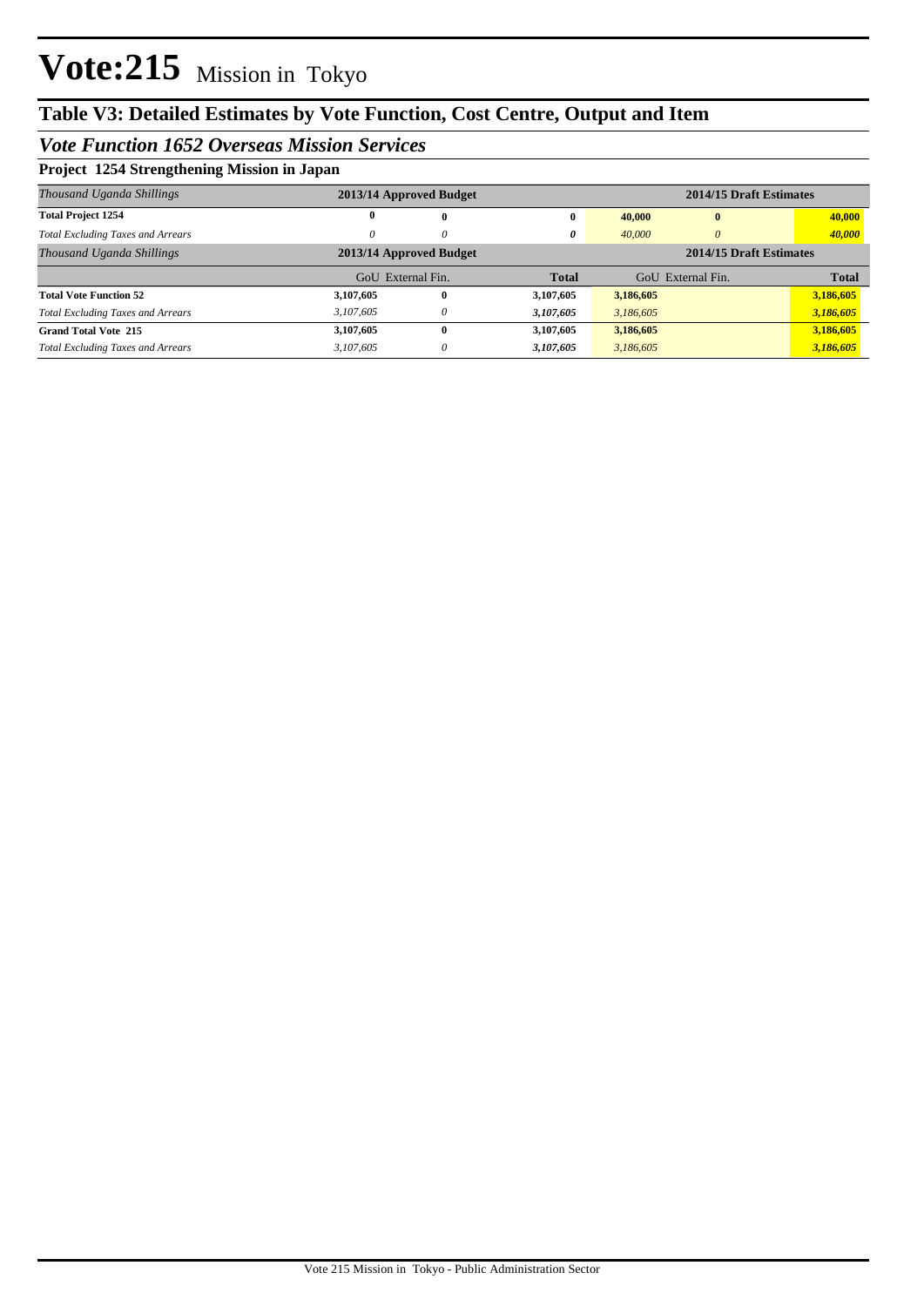# Vote:215 Mission in Tokyo

## Table V3: Detailed Estimates by Vote Function, Cost Centre, Output and Item

### *Vote Function 1652 Overseas Mission Services*

**Project 1254 Strengthening Mission in Japan**

| *Thousand Uganda Shillings* | 2013/14 Approved Budget | | | 2014/15 Draft Estimates | | |
|---|---|---|---|---|---|---|
| **Total Project 1254** | **0** | **0** | **0** | **40,000** | **0** | **40,000** |
| *Total Excluding Taxes and Arrears* | *0* | *0* | ***0*** | *40,000* | *0* | ***40,000*** |

| *Thousand Uganda Shillings* | 2013/14 Approved Budget | | | 2014/15 Draft Estimates | | |
|---|---|---|---|---|---|---|
| | GoU | External Fin. | **Total** | GoU | External Fin. | **Total** |
| **Total Vote Function 52** | **3,107,605** | **0** | **3,107,605** | **3,186,605** | | **3,186,605** |
| *Total Excluding Taxes and Arrears* | *3,107,605* | *0* | ***3,107,605*** | *3,186,605* | | ***3,186,605*** |
| **Grand Total Vote 215** | **3,107,605** | **0** | **3,107,605** | **3,186,605** | | **3,186,605** |
| *Total Excluding Taxes and Arrears* | *3,107,605* | *0* | ***3,107,605*** | *3,186,605* | | ***3,186,605*** |